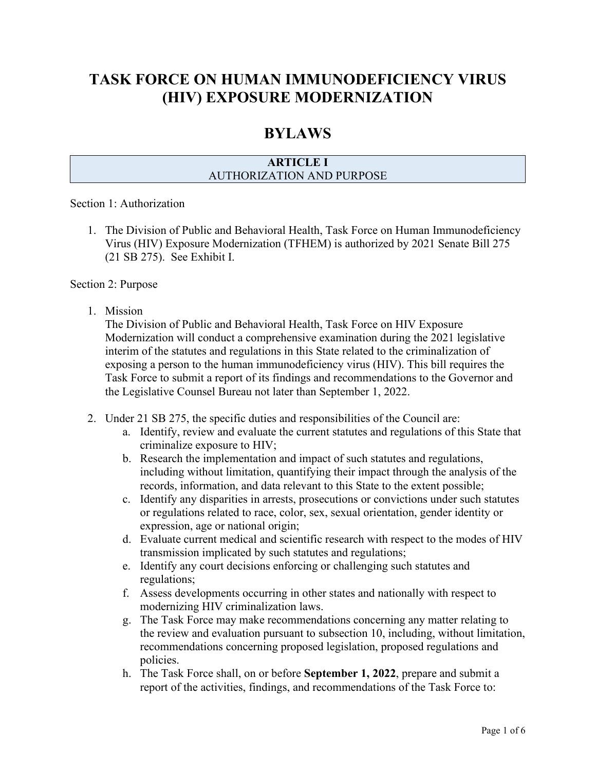# TASK FORCE ON HUMAN IMMUNODEFICIENCY VIRUS (HIV) EXPOSURE MODERNIZATION

# BYLAWS

## ARTICLE I
## AUTHORIZATION AND PURPOSE

Section 1: Authorization

1. The Division of Public and Behavioral Health, Task Force on Human Immunodeficiency Virus (HIV) Exposure Modernization (TFHEM) is authorized by 2021 Senate Bill 275 (21 SB 275). See Exhibit I.

Section 2: Purpose

1. Mission
   The Division of Public and Behavioral Health, Task Force on HIV Exposure Modernization will conduct a comprehensive examination during the 2021 legislative interim of the statutes and regulations in this State related to the criminalization of exposing a person to the human immunodeficiency virus (HIV). This bill requires the Task Force to submit a report of its findings and recommendations to the Governor and the Legislative Counsel Bureau not later than September 1, 2022.

2. Under 21 SB 275, the specific duties and responsibilities of the Council are:
   a. Identify, review and evaluate the current statutes and regulations of this State that criminalize exposure to HIV;
   b. Research the implementation and impact of such statutes and regulations, including without limitation, quantifying their impact through the analysis of the records, information, and data relevant to this State to the extent possible;
   c. Identify any disparities in arrests, prosecutions or convictions under such statutes or regulations related to race, color, sex, sexual orientation, gender identity or expression, age or national origin;
   d. Evaluate current medical and scientific research with respect to the modes of HIV transmission implicated by such statutes and regulations;
   e. Identify any court decisions enforcing or challenging such statutes and regulations;
   f. Assess developments occurring in other states and nationally with respect to modernizing HIV criminalization laws.
   g. The Task Force may make recommendations concerning any matter relating to the review and evaluation pursuant to subsection 10, including, without limitation, recommendations concerning proposed legislation, proposed regulations and policies.
   h. The Task Force shall, on or before **September 1, 2022**, prepare and submit a report of the activities, findings, and recommendations of the Task Force to: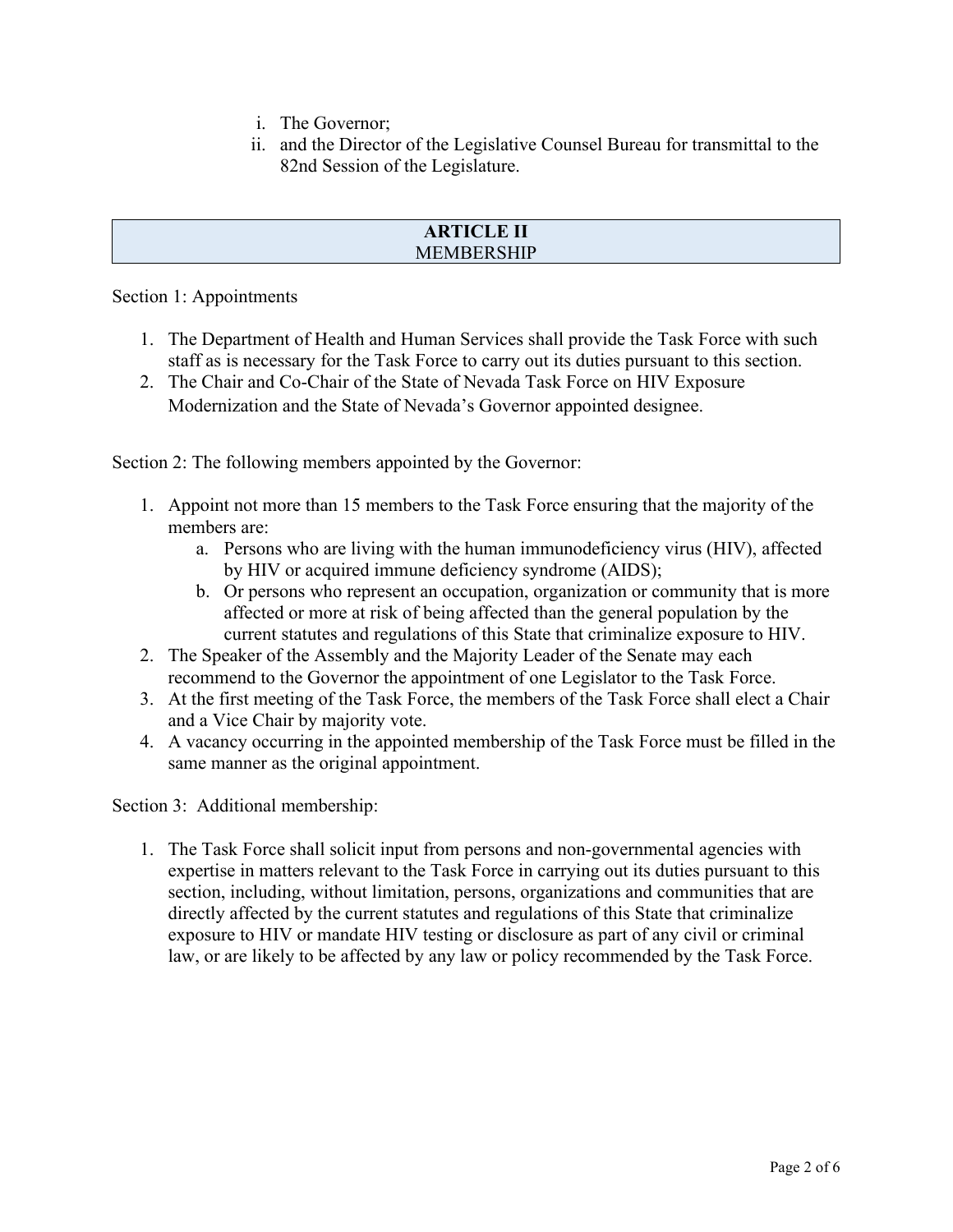i. The Governor;
ii. and the Director of the Legislative Counsel Bureau for transmittal to the 82nd Session of the Legislature.

## ARTICLE II
MEMBERSHIP

Section 1: Appointments

1. The Department of Health and Human Services shall provide the Task Force with such staff as is necessary for the Task Force to carry out its duties pursuant to this section.
2. The Chair and Co-Chair of the State of Nevada Task Force on HIV Exposure Modernization and the State of Nevada's Governor appointed designee.

Section 2: The following members appointed by the Governor:

1. Appoint not more than 15 members to the Task Force ensuring that the majority of the members are:
   a. Persons who are living with the human immunodeficiency virus (HIV), affected by HIV or acquired immune deficiency syndrome (AIDS);
   b. Or persons who represent an occupation, organization or community that is more affected or more at risk of being affected than the general population by the current statutes and regulations of this State that criminalize exposure to HIV.
2. The Speaker of the Assembly and the Majority Leader of the Senate may each recommend to the Governor the appointment of one Legislator to the Task Force.
3. At the first meeting of the Task Force, the members of the Task Force shall elect a Chair and a Vice Chair by majority vote.
4. A vacancy occurring in the appointed membership of the Task Force must be filled in the same manner as the original appointment.

Section 3: Additional membership:

1. The Task Force shall solicit input from persons and non-governmental agencies with expertise in matters relevant to the Task Force in carrying out its duties pursuant to this section, including, without limitation, persons, organizations and communities that are directly affected by the current statutes and regulations of this State that criminalize exposure to HIV or mandate HIV testing or disclosure as part of any civil or criminal law, or are likely to be affected by any law or policy recommended by the Task Force.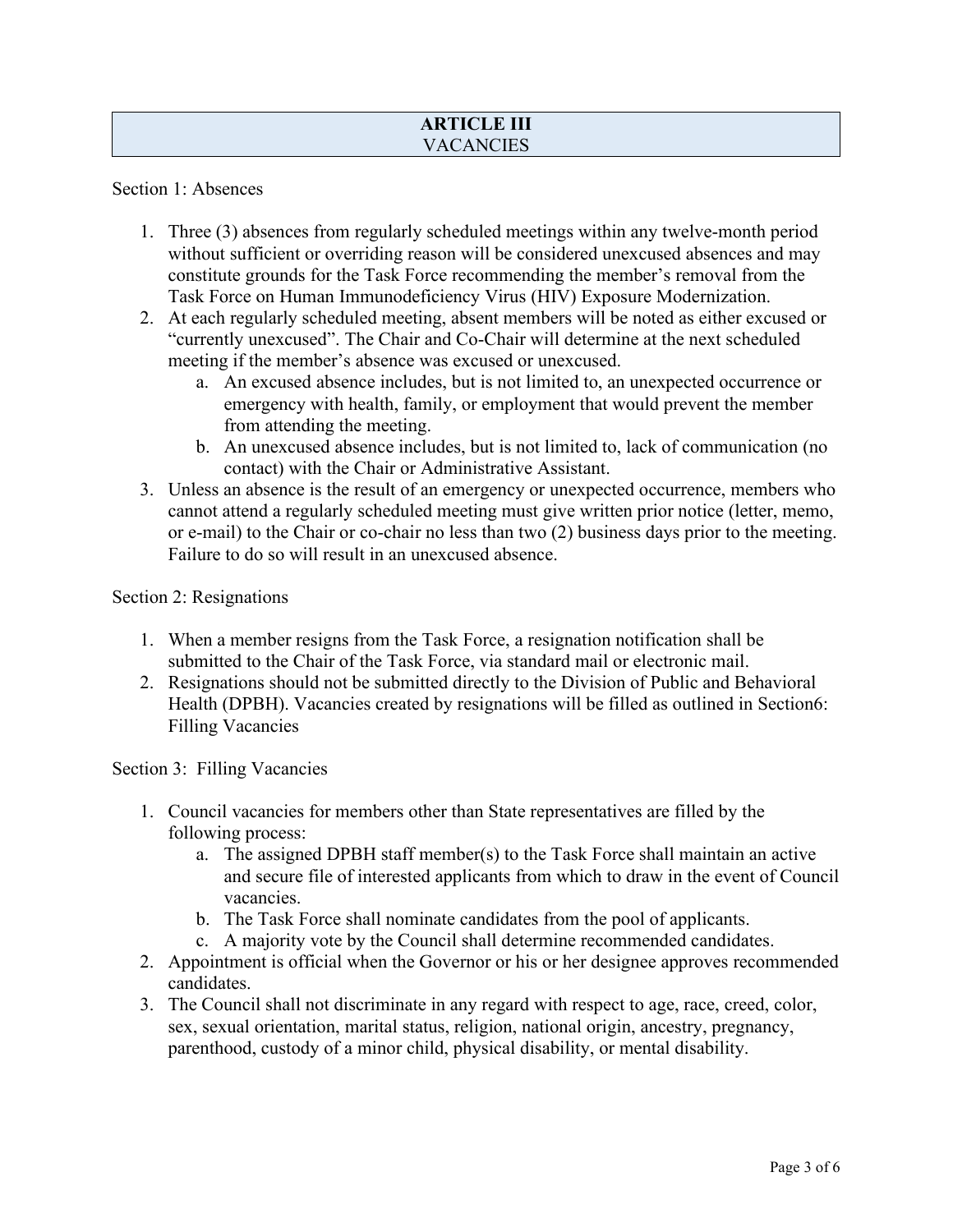## ARTICLE III
## VACANCIES

Section 1: Absences

1. Three (3) absences from regularly scheduled meetings within any twelve-month period without sufficient or overriding reason will be considered unexcused absences and may constitute grounds for the Task Force recommending the member's removal from the Task Force on Human Immunodeficiency Virus (HIV) Exposure Modernization.
2. At each regularly scheduled meeting, absent members will be noted as either excused or "currently unexcused". The Chair and Co-Chair will determine at the next scheduled meeting if the member's absence was excused or unexcused.
   a. An excused absence includes, but is not limited to, an unexpected occurrence or emergency with health, family, or employment that would prevent the member from attending the meeting.
   b. An unexcused absence includes, but is not limited to, lack of communication (no contact) with the Chair or Administrative Assistant.
3. Unless an absence is the result of an emergency or unexpected occurrence, members who cannot attend a regularly scheduled meeting must give written prior notice (letter, memo, or e-mail) to the Chair or co-chair no less than two (2) business days prior to the meeting. Failure to do so will result in an unexcused absence.

Section 2: Resignations

1. When a member resigns from the Task Force, a resignation notification shall be submitted to the Chair of the Task Force, via standard mail or electronic mail.
2. Resignations should not be submitted directly to the Division of Public and Behavioral Health (DPBH). Vacancies created by resignations will be filled as outlined in Section6: Filling Vacancies

Section 3: Filling Vacancies

1. Council vacancies for members other than State representatives are filled by the following process:
   a. The assigned DPBH staff member(s) to the Task Force shall maintain an active and secure file of interested applicants from which to draw in the event of Council vacancies.
   b. The Task Force shall nominate candidates from the pool of applicants.
   c. A majority vote by the Council shall determine recommended candidates.
2. Appointment is official when the Governor or his or her designee approves recommended candidates.
3. The Council shall not discriminate in any regard with respect to age, race, creed, color, sex, sexual orientation, marital status, religion, national origin, ancestry, pregnancy, parenthood, custody of a minor child, physical disability, or mental disability.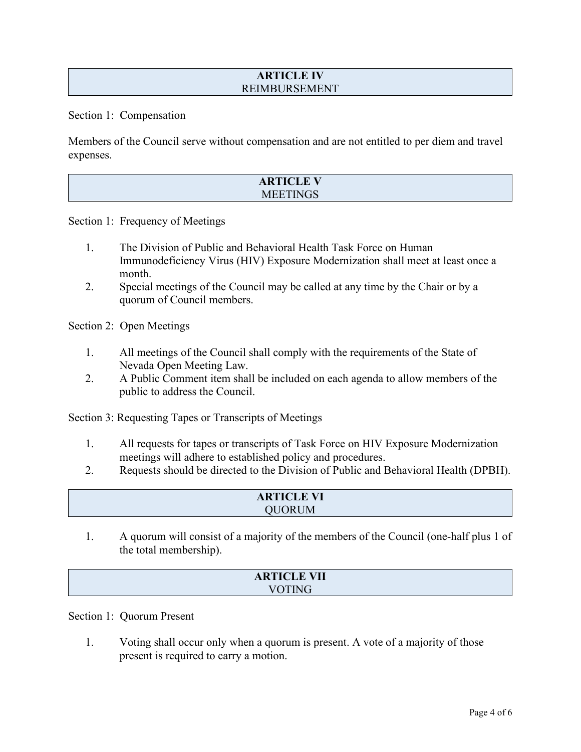## ARTICLE IV
REIMBURSEMENT

Section 1: Compensation

Members of the Council serve without compensation and are not entitled to per diem and travel expenses.

## ARTICLE V
MEETINGS

Section 1: Frequency of Meetings

1. The Division of Public and Behavioral Health Task Force on Human Immunodeficiency Virus (HIV) Exposure Modernization shall meet at least once a month.
2. Special meetings of the Council may be called at any time by the Chair or by a quorum of Council members.

Section 2: Open Meetings

1. All meetings of the Council shall comply with the requirements of the State of Nevada Open Meeting Law.
2. A Public Comment item shall be included on each agenda to allow members of the public to address the Council.

Section 3: Requesting Tapes or Transcripts of Meetings

1. All requests for tapes or transcripts of Task Force on HIV Exposure Modernization meetings will adhere to established policy and procedures.
2. Requests should be directed to the Division of Public and Behavioral Health (DPBH).

## ARTICLE VI
QUORUM

1. A quorum will consist of a majority of the members of the Council (one-half plus 1 of the total membership).

## ARTICLE VII
VOTING

Section 1: Quorum Present

1. Voting shall occur only when a quorum is present. A vote of a majority of those present is required to carry a motion.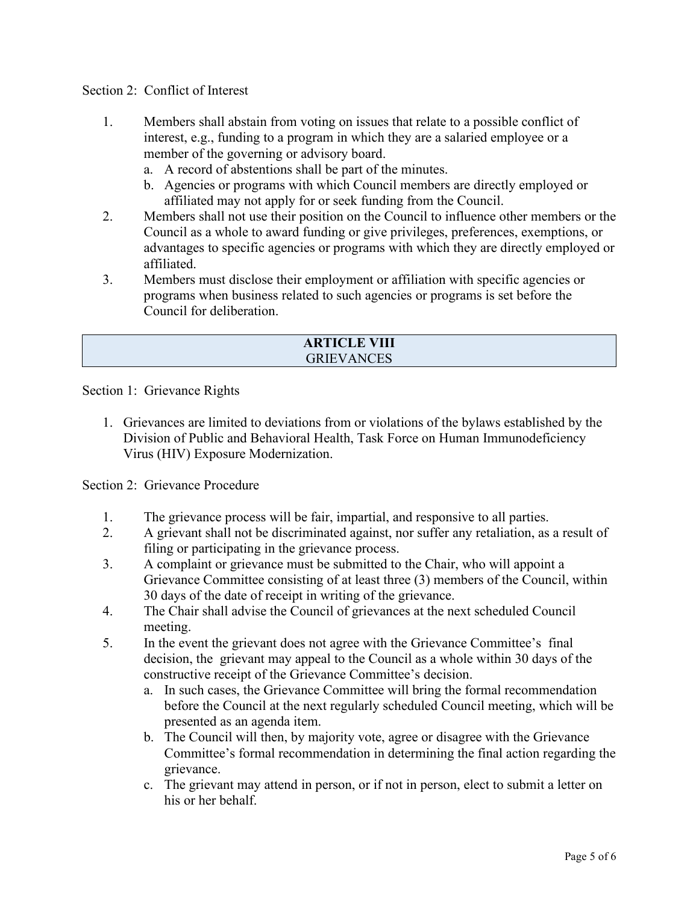Section 2: Conflict of Interest

1. Members shall abstain from voting on issues that relate to a possible conflict of interest, e.g., funding to a program in which they are a salaried employee or a member of the governing or advisory board.
   a. A record of abstentions shall be part of the minutes.
   b. Agencies or programs with which Council members are directly employed or affiliated may not apply for or seek funding from the Council.
2. Members shall not use their position on the Council to influence other members or the Council as a whole to award funding or give privileges, preferences, exemptions, or advantages to specific agencies or programs with which they are directly employed or affiliated.
3. Members must disclose their employment or affiliation with specific agencies or programs when business related to such agencies or programs is set before the Council for deliberation.

## ARTICLE VIII
## GRIEVANCES

Section 1: Grievance Rights

1. Grievances are limited to deviations from or violations of the bylaws established by the Division of Public and Behavioral Health, Task Force on Human Immunodeficiency Virus (HIV) Exposure Modernization.

Section 2: Grievance Procedure

1. The grievance process will be fair, impartial, and responsive to all parties.
2. A grievant shall not be discriminated against, nor suffer any retaliation, as a result of filing or participating in the grievance process.
3. A complaint or grievance must be submitted to the Chair, who will appoint a Grievance Committee consisting of at least three (3) members of the Council, within 30 days of the date of receipt in writing of the grievance.
4. The Chair shall advise the Council of grievances at the next scheduled Council meeting.
5. In the event the grievant does not agree with the Grievance Committee's final decision, the grievant may appeal to the Council as a whole within 30 days of the constructive receipt of the Grievance Committee's decision.
   a. In such cases, the Grievance Committee will bring the formal recommendation before the Council at the next regularly scheduled Council meeting, which will be presented as an agenda item.
   b. The Council will then, by majority vote, agree or disagree with the Grievance Committee's formal recommendation in determining the final action regarding the grievance.
   c. The grievant may attend in person, or if not in person, elect to submit a letter on his or her behalf.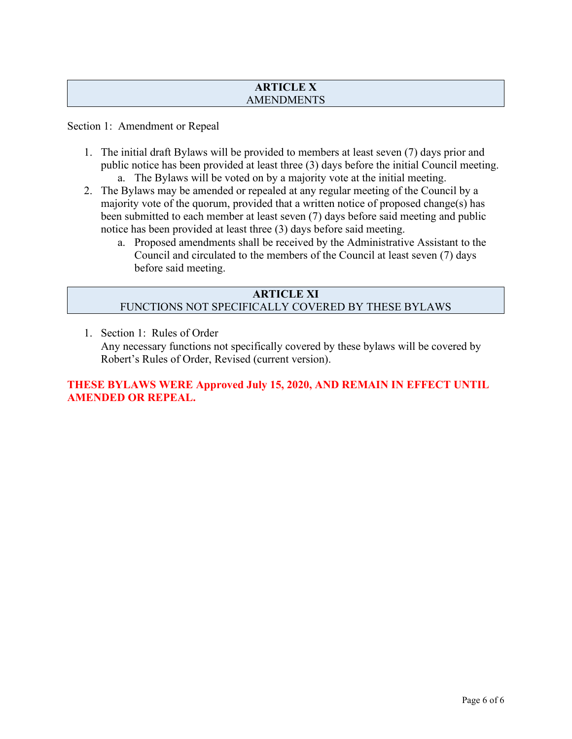## ARTICLE X
AMENDMENTS

Section 1: Amendment or Repeal

1. The initial draft Bylaws will be provided to members at least seven (7) days prior and public notice has been provided at least three (3) days before the initial Council meeting.
    a. The Bylaws will be voted on by a majority vote at the initial meeting.
2. The Bylaws may be amended or repealed at any regular meeting of the Council by a majority vote of the quorum, provided that a written notice of proposed change(s) has been submitted to each member at least seven (7) days before said meeting and public notice has been provided at least three (3) days before said meeting.
    a. Proposed amendments shall be received by the Administrative Assistant to the Council and circulated to the members of the Council at least seven (7) days before said meeting.

## ARTICLE XI
FUNCTIONS NOT SPECIFICALLY COVERED BY THESE BYLAWS

1. Section 1: Rules of Order
   Any necessary functions not specifically covered by these bylaws will be covered by Robert's Rules of Order, Revised (current version).

**THESE BYLAWS WERE Approved July 15, 2020, AND REMAIN IN EFFECT UNTIL AMENDED OR REPEAL.**